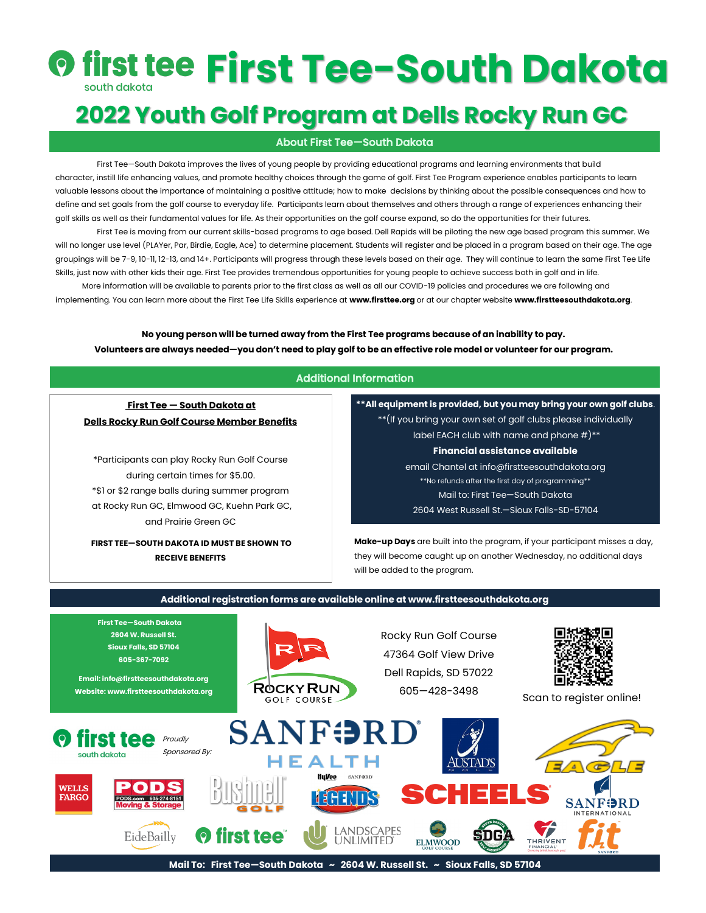# First Tee–South Dakota

## 2022 Youth Golf Program at Dells Rocky Run GC

### About First Tee—South Dakota

First Tee—South Dakota improves the lives of young people by providing educational programs and learning environments that build character, instill life enhancing values, and promote healthy choices through the game of golf. First Tee Program experience enables participants to learn valuable lessons about the importance of maintaining a positive attitude; how to make decisions by thinking about the possible consequences and how to define and set goals from the golf course to everyday life. Participants learn about themselves and others through a range of experiences enhancing their golf skills as well as their fundamental values for life. As their opportunities on the golf course expand, so do the opportunities for their futures.

First Tee is moving from our current skills-based programs to age based. Dell Rapids will be piloting the new age based program this summer. We will no longer use level (PLAYer, Par, Birdie, Eagle, Ace) to determine placement. Students will register and be placed in a program based on their age. The age groupings will be 7-9, 10-11, 12-13, and 14+. Participants will progress through these levels based on their age. They will continue to learn the same First Tee Life Skills, just now with other kids their age. First Tee provides tremendous opportunities for young people to achieve success both in golf and in life.

More information will be available to parents prior to the first class as well as all our COVID-19 policies and procedures we are following and implementing. You can learn more about the First Tee Life Skills experience at **www.firsttee.org** or at our chapter website **www.firstteesouthdakota.org**.

**No young person will be turned away from the First Tee programs because of an inability to pay.**
**Volunteers are always needed—you don't need to play golf to be an effective role model or volunteer for our program.**

### Additional Information

**First Tee — South Dakota at Dells Rocky Run Golf Course Member Benefits**

*Participants can play Rocky Run Golf Course during certain times for $5.00.
*$1 or $2 range balls during summer program at Rocky Run GC, Elmwood GC, Kuehn Park GC, and Prairie Green GC

**FIRST TEE—SOUTH DAKOTA ID MUST BE SHOWN TO RECEIVE BENEFITS**

****All equipment is provided, but you may bring your own golf clubs.**
**(If you bring your own set of golf clubs please individually label EACH club with name and phone #)**
**Financial assistance available**
email Chantel at info@firstteesouthdakota.org
**No refunds after the first day of programming**
Mail to: First Tee—South Dakota
2604 West Russell St.—Sioux Falls-SD-57104

**Make-up Days** are built into the program, if your participant misses a day, they will become caught up on another Wednesday, no additional days will be added to the program.

**Additional registration forms are available online at www.firstteesouthdakota.org**

**First Tee—South Dakota**
**2604 W. Russell St.**
**Sioux Falls, SD 57104**
**605-367-7092**

**Email: info@firstteesouthdakota.org**
**Website: www.firstteesouthdakota.org**

Rocky Run Golf Course
47364 Golf View Drive
Dell Rapids, SD 57022
605—428-3498

Scan to register online!

*Proudly Sponsored By:*

**Mail To: First Tee—South Dakota ~ 2604 W. Russell St. ~ Sioux Falls, SD 57104**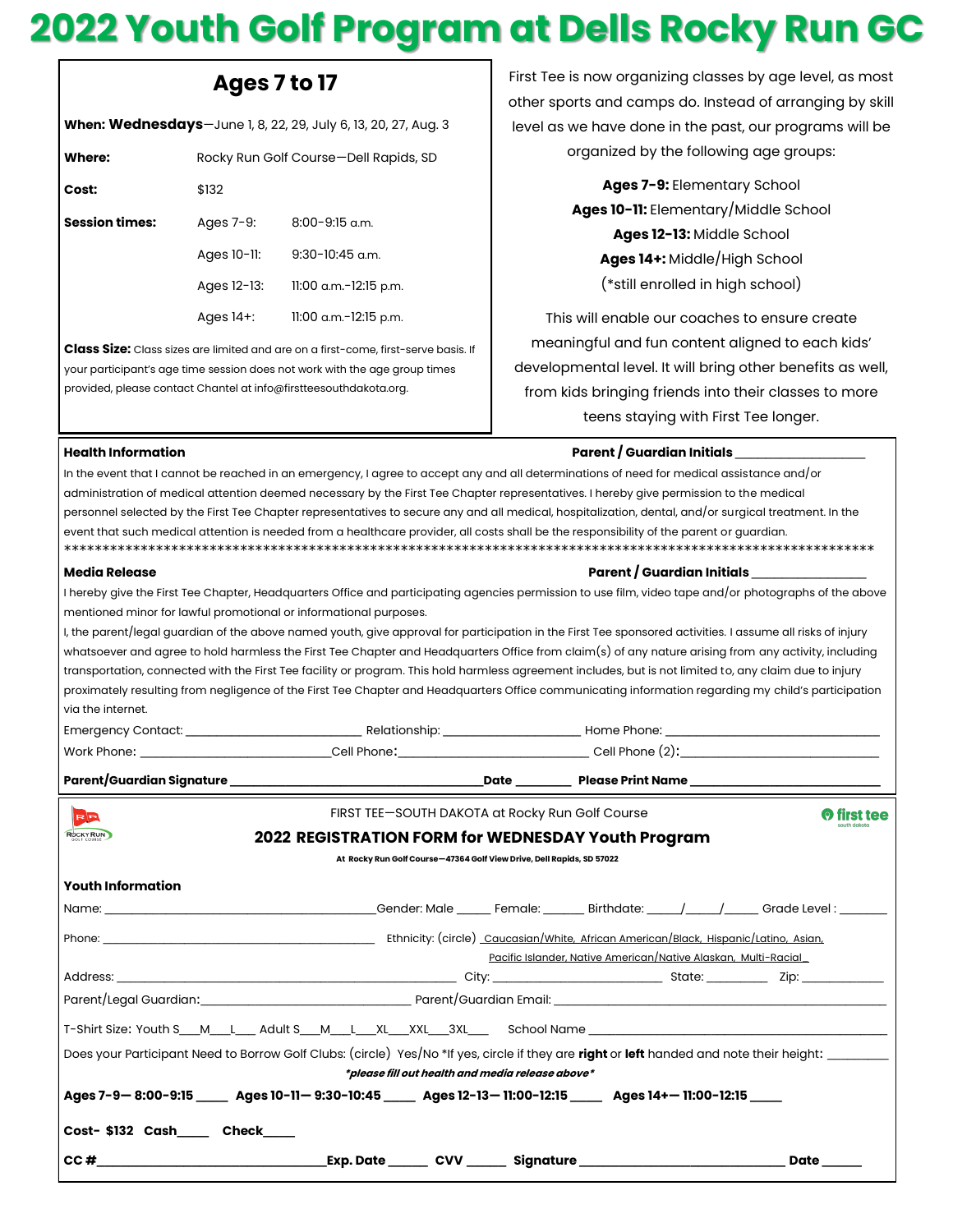# 2022 Youth Golf Program at Dells Rocky Run GC

## Ages 7 to 17

**When: Wednesdays**—June 1, 8, 22, 29, July 6, 13, 20, 27, Aug. 3

| | | |
|---|---|---|
| **Where:** | Rocky Run Golf Course—Dell Rapids, SD | |
| **Cost:** | $132 | |
| **Session times:** | Ages 7-9: | 8:00-9:15 a.m. |
| | Ages 10-11: | 9:30-10:45 a.m. |
| | Ages 12-13: | 11:00 a.m.-12:15 p.m. |
| | Ages 14+: | 11:00 a.m.-12:15 p.m. |

**Class Size:** Class sizes are limited and are on a first-come, first-serve basis. If your participant's age time session does not work with the age group times provided, please contact Chantel at info@firstteesouthdakota.org.

First Tee is now organizing classes by age level, as most other sports and camps do. Instead of arranging by skill level as we have done in the past, our programs will be organized by the following age groups:

**Ages 7-9:** Elementary School
**Ages 10-11:** Elementary/Middle School
**Ages 12-13:** Middle School
**Ages 14+:** Middle/High School
(*still enrolled in high school)

This will enable our coaches to ensure create meaningful and fun content aligned to each kids' developmental level. It will bring other benefits as well, from kids bringing friends into their classes to more teens staying with First Tee longer.

**Health Information** **Parent / Guardian Initials** ___________

In the event that I cannot be reached in an emergency, I agree to accept any and all determinations of need for medical assistance and/or administration of medical attention deemed necessary by the First Tee Chapter representatives. I hereby give permission to the medical personnel selected by the First Tee Chapter representatives to secure any and all medical, hospitalization, dental, and/or surgical treatment. In the event that such medical attention is needed from a healthcare provider, all costs shall be the responsibility of the parent or guardian.

**************************************************************************************************

**Media Release** **Parent / Guardian Initials** ___________

I hereby give the First Tee Chapter, Headquarters Office and participating agencies permission to use film, video tape and/or photographs of the above mentioned minor for lawful promotional or informational purposes.

I, the parent/legal guardian of the above named youth, give approval for participation in the First Tee sponsored activities. I assume all risks of injury whatsoever and agree to hold harmless the First Tee Chapter and Headquarters Office from claim(s) of any nature arising from any activity, including transportation, connected with the First Tee facility or program. This hold harmless agreement includes, but is not limited to, any claim due to injury proximately resulting from negligence of the First Tee Chapter and Headquarters Office communicating information regarding my child's participation via the internet.

Emergency Contact: ______________ Relationship: ____________ Home Phone: ______________

Work Phone: ______________ Cell Phone: ______________ Cell Phone (2): ______________

**Parent/Guardian Signature** ______________ **Date** ______ **Please Print Name** ______________

FIRST TEE—SOUTH DAKOTA at Rocky Run Golf Course

## 2022 REGISTRATION FORM for WEDNESDAY Youth Program

**At Rocky Run Golf Course—47364 Golf View Drive, Dell Rapids, SD 57022**

**Youth Information**

Name: ______________ Gender: Male _____ Female: ______ Birthdate: _____/_____/_____ Grade Level : _______

Phone: ______________ Ethnicity: (circle) Caucasian/White, African American/Black, Hispanic/Latino, Asian, Pacific Islander, Native American/Native Alaskan, Multi-Racial

Address: ______________ City: ____________ State: _________ Zip: ____________

Parent/Legal Guardian: ______________ Parent/Guardian Email: ______________

T-Shirt Size: Youth S___M___L___ Adult S___M___L___XL___XXL___3XL___ School Name ______________

Does your Participant Need to Borrow Golf Clubs: (circle) Yes/No *If yes, circle if they are **right** or **left** handed and note their height: _________

***please fill out health and media release above***

**Ages 7-9— 8:00-9:15** _____ **Ages 10-11— 9:30-10:45** _____ **Ages 12-13— 11:00-12:15** _____ **Ages 14+— 11:00-12:15** _____

**Cost- $132 Cash**_____ **Check**_____

**CC #**______________**Exp. Date** ______ **CVV** ______ **Signature** ______________ **Date** ______